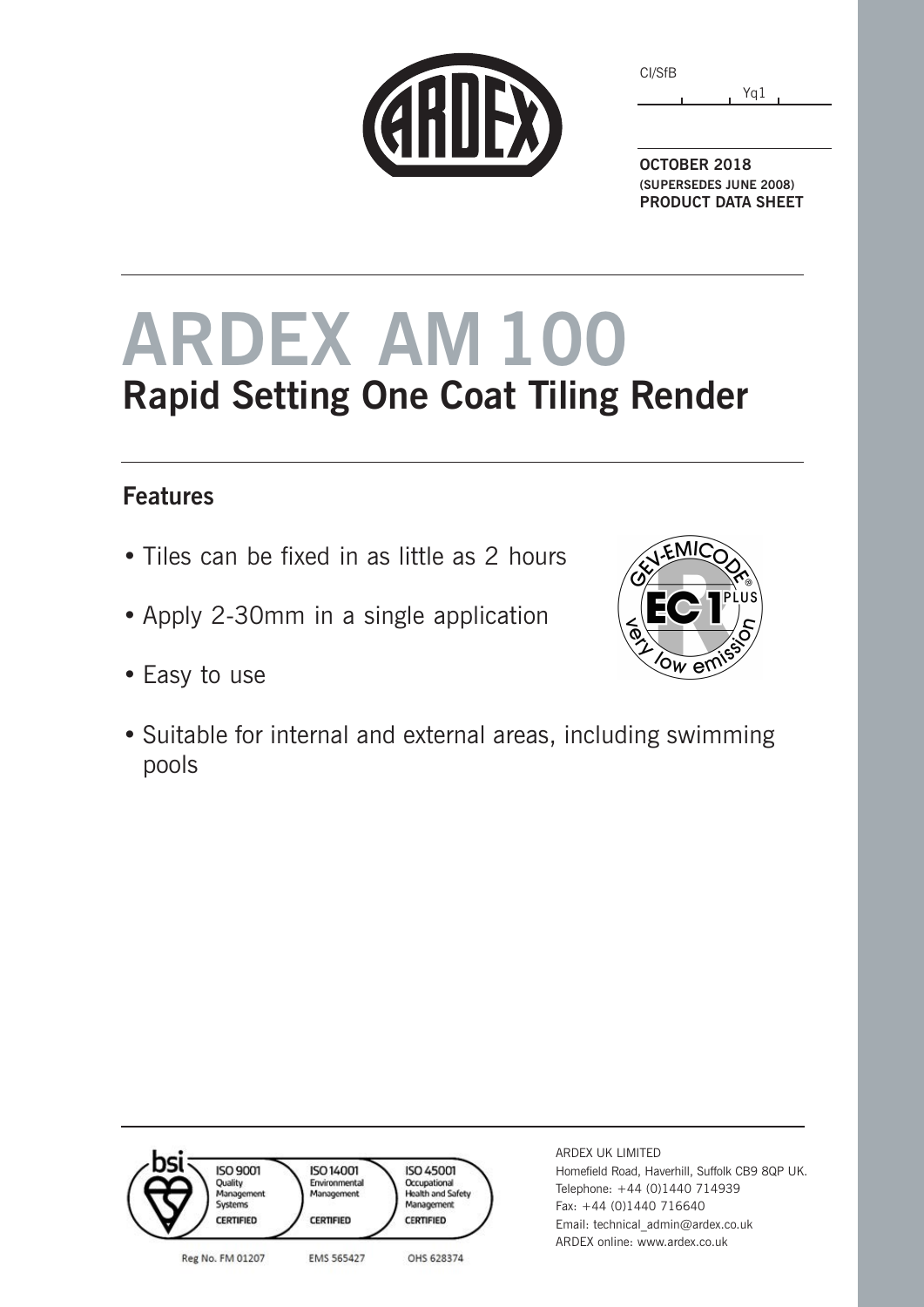CI/SfB

Yq1

**OCTOBER 2018**
**(SUPERSEDES JUNE 2008)**
**PRODUCT DATA SHEET**

# ARDEX AM 100

## Rapid Setting One Coat Tiling Render

### Features

- Tiles can be fixed in as little as 2 hours
- Apply 2-30mm in a single application
- Easy to use
- Suitable for internal and external areas, including swimming pools

ISO 9001 Quality Management Systems CERTIFIED — Reg No. FM 01207
ISO 14001 Environmental Management CERTIFIED — EMS 565427
ISO 45001 Occupational Health and Safety Management CERTIFIED — OHS 628374

ARDEX UK LIMITED
Homefield Road, Haverhill, Suffolk CB9 8QP UK.
Telephone: +44 (0)1440 714939
Fax: +44 (0)1440 716640
Email: technical_admin@ardex.co.uk
ARDEX online: www.ardex.co.uk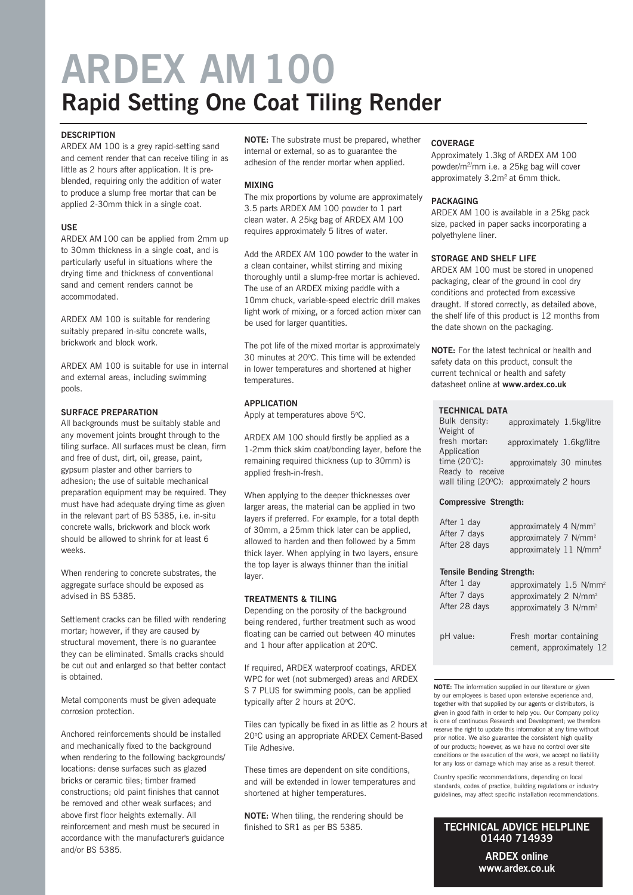# ARDEX AM 100

## Rapid Setting One Coat Tiling Render

### DESCRIPTION

ARDEX AM 100 is a grey rapid-setting sand and cement render that can receive tiling in as little as 2 hours after application. It is pre-blended, requiring only the addition of water to produce a slump free mortar that can be applied 2-30mm thick in a single coat.

### USE

ARDEX AM 100 can be applied from 2mm up to 30mm thickness in a single coat, and is particularly useful in situations where the drying time and thickness of conventional sand and cement renders cannot be accommodated.

ARDEX AM 100 is suitable for rendering suitably prepared in-situ concrete walls, brickwork and block work.

ARDEX AM 100 is suitable for use in internal and external areas, including swimming pools.

### SURFACE PREPARATION

All backgrounds must be suitably stable and any movement joints brought through to the tiling surface. All surfaces must be clean, firm and free of dust, dirt, oil, grease, paint, gypsum plaster and other barriers to adhesion; the use of suitable mechanical preparation equipment may be required. They must have had adequate drying time as given in the relevant part of BS 5385, i.e. in-situ concrete walls, brickwork and block work should be allowed to shrink for at least 6 weeks.

When rendering to concrete substrates, the aggregate surface should be exposed as advised in BS 5385.

Settlement cracks can be filled with rendering mortar; however, if they are caused by structural movement, there is no guarantee they can be eliminated. Smalls cracks should be cut out and enlarged so that better contact is obtained.

Metal components must be given adequate corrosion protection.

Anchored reinforcements should be installed and mechanically fixed to the background when rendering to the following backgrounds/ locations: dense surfaces such as glazed bricks or ceramic tiles; timber framed constructions; old paint finishes that cannot be removed and other weak surfaces; and above first floor heights externally. All reinforcement and mesh must be secured in accordance with the manufacturer's guidance and/or BS 5385.

**NOTE:** The substrate must be prepared, whether internal or external, so as to guarantee the adhesion of the render mortar when applied.

### MIXING

The mix proportions by volume are approximately 3.5 parts ARDEX AM 100 powder to 1 part clean water. A 25kg bag of ARDEX AM 100 requires approximately 5 litres of water.

Add the ARDEX AM 100 powder to the water in a clean container, whilst stirring and mixing thoroughly until a slump-free mortar is achieved. The use of an ARDEX mixing paddle with a 10mm chuck, variable-speed electric drill makes light work of mixing, or a forced action mixer can be used for larger quantities.

The pot life of the mixed mortar is approximately 30 minutes at 20°C. This time will be extended in lower temperatures and shortened at higher temperatures.

### APPLICATION

Apply at temperatures above 5°C.

ARDEX AM 100 should firstly be applied as a 1-2mm thick skim coat/bonding layer, before the remaining required thickness (up to 30mm) is applied fresh-in-fresh.

When applying to the deeper thicknesses over larger areas, the material can be applied in two layers if preferred. For example, for a total depth of 30mm, a 25mm thick later can be applied, allowed to harden and then followed by a 5mm thick layer. When applying in two layers, ensure the top layer is always thinner than the initial layer.

### TREATMENTS & TILING

Depending on the porosity of the background being rendered, further treatment such as wood floating can be carried out between 40 minutes and 1 hour after application at 20°C.

If required, ARDEX waterproof coatings, ARDEX WPC for wet (not submerged) areas and ARDEX S 7 PLUS for swimming pools, can be applied typically after 2 hours at 20°C.

Tiles can typically be fixed in as little as 2 hours at 20°C using an appropriate ARDEX Cement-Based Tile Adhesive.

These times are dependent on site conditions, and will be extended in lower temperatures and shortened at higher temperatures.

**NOTE:** When tiling, the rendering should be finished to SR1 as per BS 5385.

### COVERAGE

Approximately 1.3kg of ARDEX AM 100 powder/m$^2$/mm i.e. a 25kg bag will cover approximately 3.2m$^2$ at 6mm thick.

### PACKAGING

ARDEX AM 100 is available in a 25kg pack size, packed in paper sacks incorporating a polyethylene liner.

### STORAGE AND SHELF LIFE

ARDEX AM 100 must be stored in unopened packaging, clear of the ground in cool dry conditions and protected from excessive draught. If stored correctly, as detailed above, the shelf life of this product is 12 months from the date shown on the packaging.

**NOTE:** For the latest technical or health and safety data on this product, consult the current technical or health and safety datasheet online at **www.ardex.co.uk**

### TECHNICAL DATA

| | |
|---|---|
| Bulk density: | approximately 1.5kg/litre |
| Weight of fresh mortar: | approximately 1.6kg/litre |
| Application time (20°C): | approximately 30 minutes |
| Ready to receive wall tiling (20°C): | approximately 2 hours |

**Compressive Strength:**

| | |
|---|---|
| After 1 day | approximately 4 N/mm$^2$ |
| After 7 days | approximately 7 N/mm$^2$ |
| After 28 days | approximately 11 N/mm$^2$ |

**Tensile Bending Strength:**

| | |
|---|---|
| After 1 day | approximately 1.5 N/mm$^2$ |
| After 7 days | approximately 2 N/mm$^2$ |
| After 28 days | approximately 3 N/mm$^2$ |
| pH value: | Fresh mortar containing cement, approximately 12 |

**NOTE:** The information supplied in our literature or given by our employees is based upon extensive experience and, together with that supplied by our agents or distributors, is given in good faith in order to help you. Our Company policy is one of continuous Research and Development; we therefore reserve the right to update this information at any time without prior notice. We also guarantee the consistent high quality of our products; however, as we have no control over site conditions or the execution of the work, we accept no liability for any loss or damage which may arise as a result thereof.

Country specific recommendations, depending on local standards, codes of practice, building regulations or industry guidelines, may affect specific installation recommendations.

**TECHNICAL ADVICE HELPLINE**
**01440 714939**

**ARDEX online**
**www.ardex.co.uk**